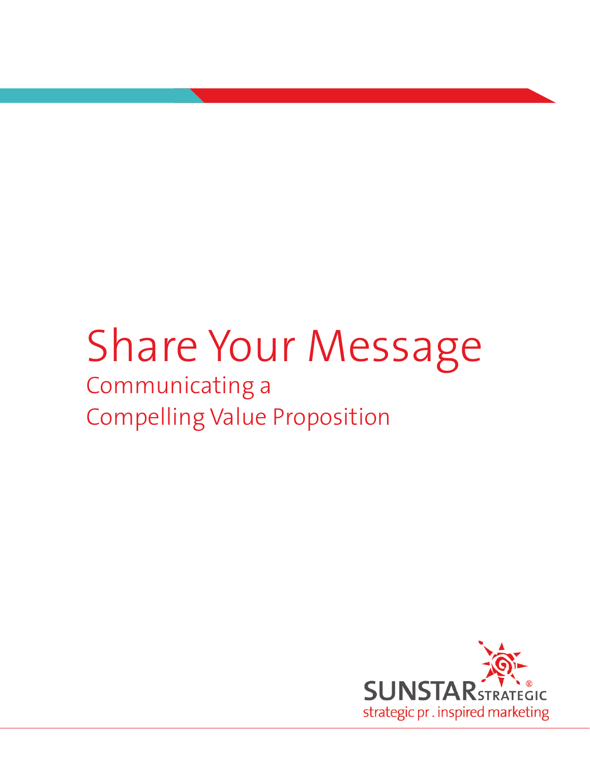# Share Your Message

## Communicating a Compelling Value Proposition

SUNSTAR STRATEGIC®
strategic pr . inspired marketing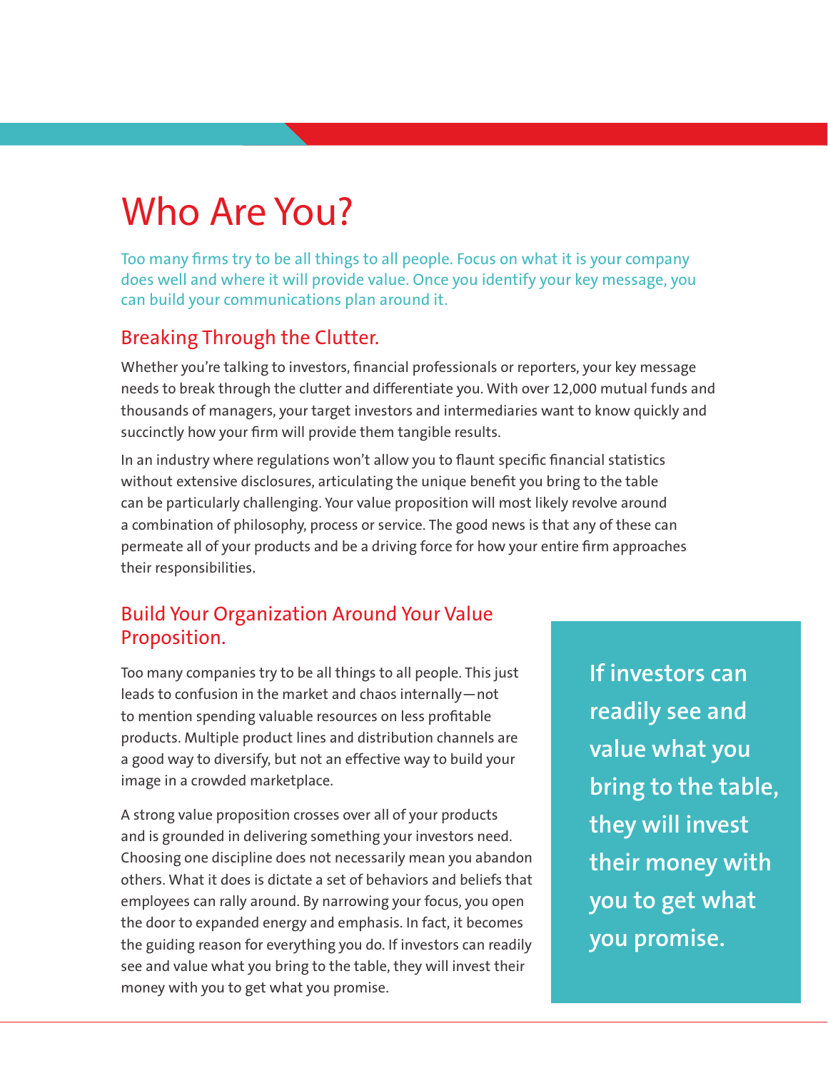# Who Are You?

Too many firms try to be all things to all people. Focus on what it is your company does well and where it will provide value. Once you identify your key message, you can build your communications plan around it.

## Breaking Through the Clutter.

Whether you're talking to investors, financial professionals or reporters, your key message needs to break through the clutter and differentiate you. With over 12,000 mutual funds and thousands of managers, your target investors and intermediaries want to know quickly and succinctly how your firm will provide them tangible results.

In an industry where regulations won't allow you to flaunt specific financial statistics without extensive disclosures, articulating the unique benefit you bring to the table can be particularly challenging. Your value proposition will most likely revolve around a combination of philosophy, process or service. The good news is that any of these can permeate all of your products and be a driving force for how your entire firm approaches their responsibilities.

## Build Your Organization Around Your Value Proposition.

Too many companies try to be all things to all people. This just leads to confusion in the market and chaos internally—not to mention spending valuable resources on less profitable products. Multiple product lines and distribution channels are a good way to diversify, but not an effective way to build your image in a crowded marketplace.

A strong value proposition crosses over all of your products and is grounded in delivering something your investors need. Choosing one discipline does not necessarily mean you abandon others. What it does is dictate a set of behaviors and beliefs that employees can rally around. By narrowing your focus, you open the door to expanded energy and emphasis. In fact, it becomes the guiding reason for everything you do. If investors can readily see and value what you bring to the table, they will invest their money with you to get what you promise.

**If investors can readily see and value what you bring to the table, they will invest their money with you to get what you promise.**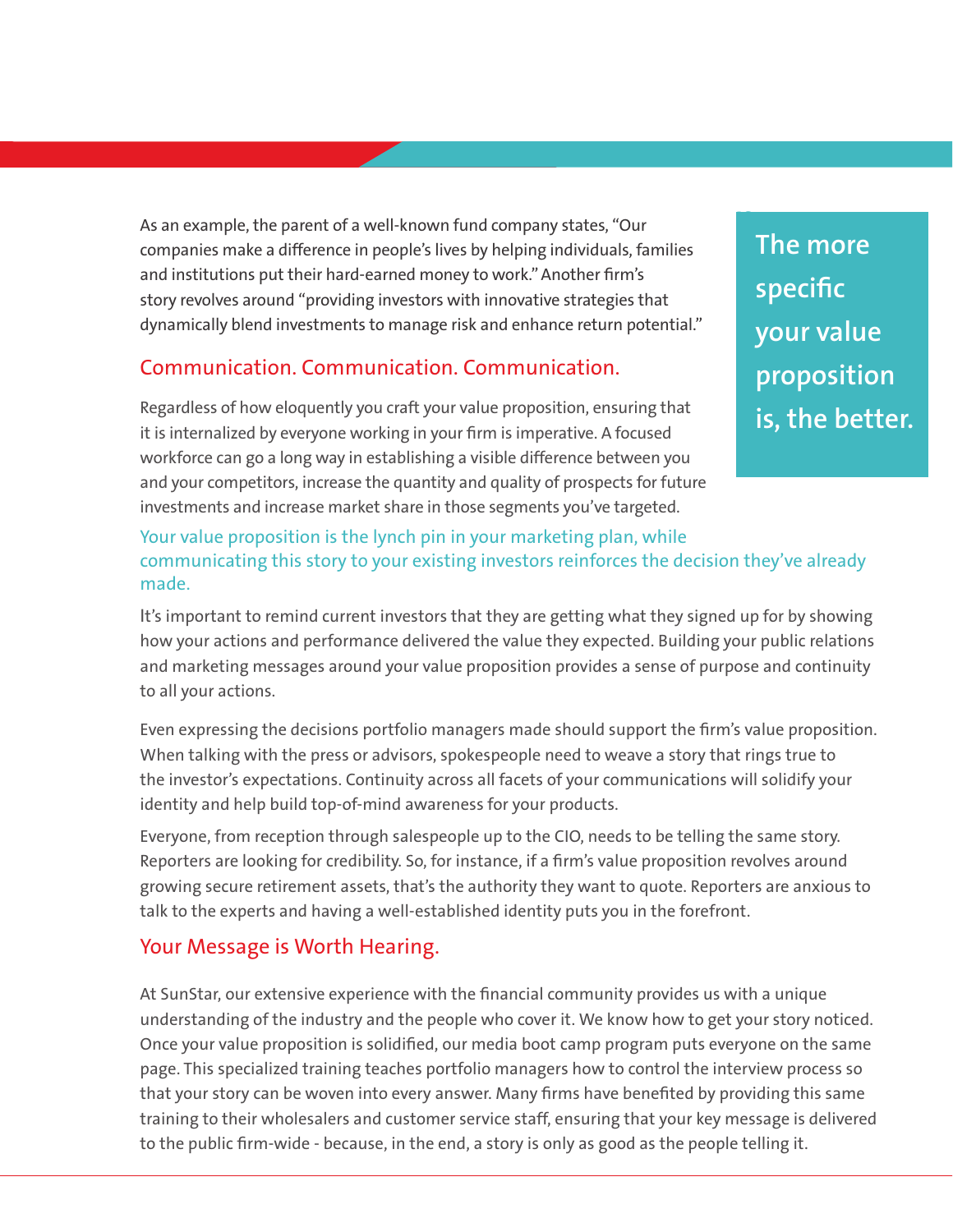As an example, the parent of a well-known fund company states, "Our companies make a difference in people's lives by helping individuals, families and institutions put their hard-earned money to work." Another firm's story revolves around "providing investors with innovative strategies that dynamically blend investments to manage risk and enhance return potential."

**The more specific your value proposition is, the better.**

## Communication. Communication. Communication.

Regardless of how eloquently you craft your value proposition, ensuring that it is internalized by everyone working in your firm is imperative. A focused workforce can go a long way in establishing a visible difference between you and your competitors, increase the quantity and quality of prospects for future investments and increase market share in those segments you've targeted.

Your value proposition is the lynch pin in your marketing plan, while communicating this story to your existing investors reinforces the decision they've already made.

It's important to remind current investors that they are getting what they signed up for by showing how your actions and performance delivered the value they expected. Building your public relations and marketing messages around your value proposition provides a sense of purpose and continuity to all your actions.

Even expressing the decisions portfolio managers made should support the firm's value proposition. When talking with the press or advisors, spokespeople need to weave a story that rings true to the investor's expectations. Continuity across all facets of your communications will solidify your identity and help build top-of-mind awareness for your products.

Everyone, from reception through salespeople up to the CIO, needs to be telling the same story. Reporters are looking for credibility. So, for instance, if a firm's value proposition revolves around growing secure retirement assets, that's the authority they want to quote. Reporters are anxious to talk to the experts and having a well-established identity puts you in the forefront.

## Your Message is Worth Hearing.

At SunStar, our extensive experience with the financial community provides us with a unique understanding of the industry and the people who cover it. We know how to get your story noticed. Once your value proposition is solidified, our media boot camp program puts everyone on the same page. This specialized training teaches portfolio managers how to control the interview process so that your story can be woven into every answer. Many firms have benefited by providing this same training to their wholesalers and customer service staff, ensuring that your key message is delivered to the public firm-wide - because, in the end, a story is only as good as the people telling it.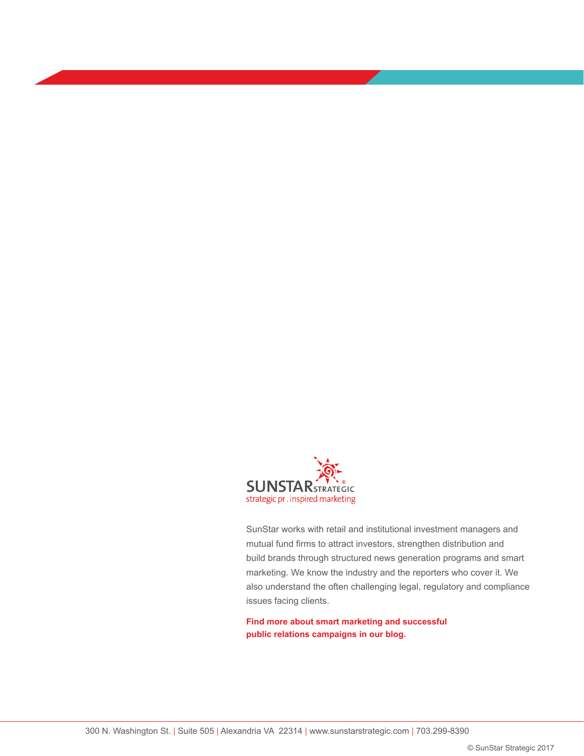SUNSTAR STRATEGIC®

strategic pr . inspired marketing

SunStar works with retail and institutional investment managers and mutual fund firms to attract investors, strengthen distribution and build brands through structured news generation programs and smart marketing. We know the industry and the reporters who cover it. We also understand the often challenging legal, regulatory and compliance issues facing clients.

**Find more about smart marketing and successful public relations campaigns in our blog.**

300 N. Washington St. | Suite 505 | Alexandria VA 22314 | www.sunstarstrategic.com | 703.299-8390

© SunStar Strategic 2017